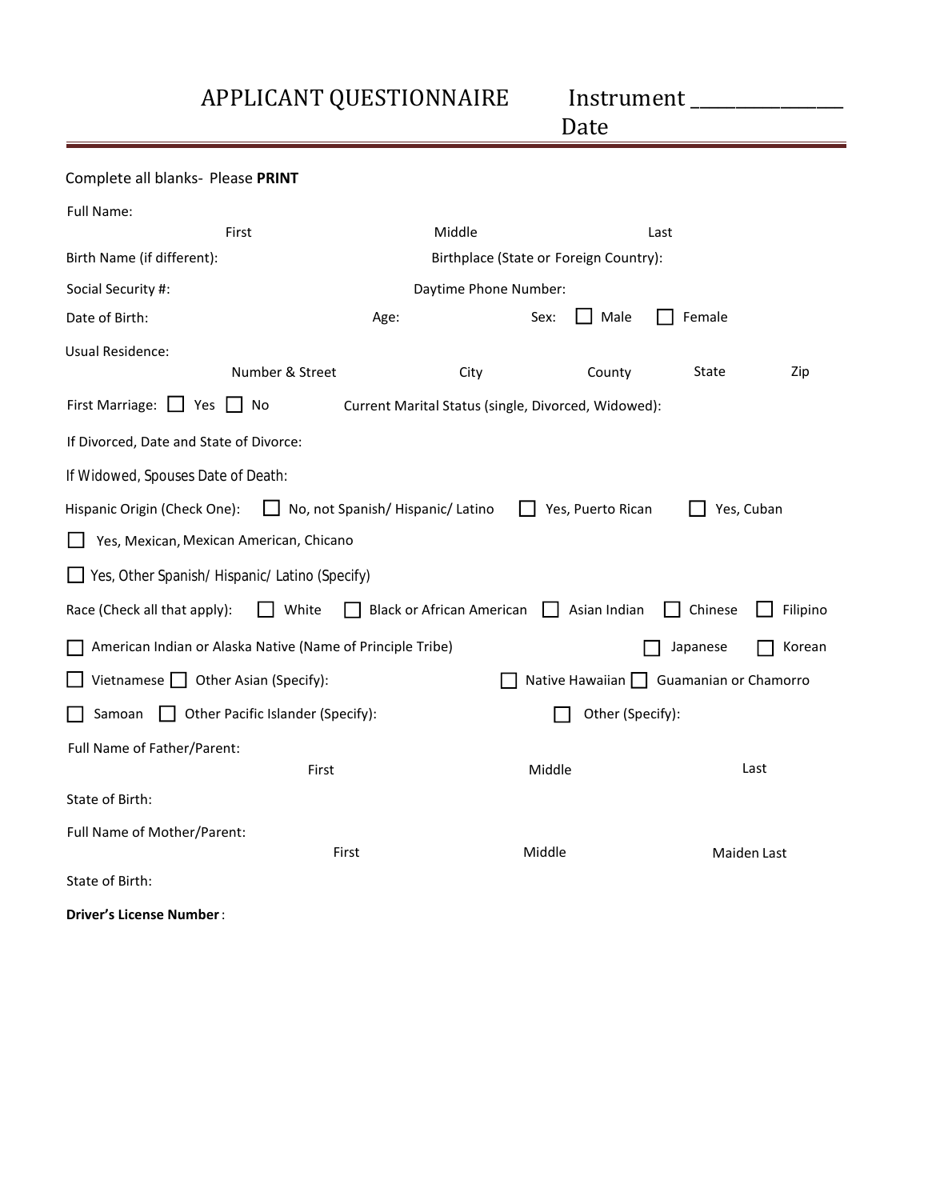# APPLICANT QUESTIONNAIRE

Instrument _______________

Date

Complete all blanks- Please **PRINT**

Full Name:

First Middle Last

Birth Name (if different): Birthplace (State or Foreign Country):

Social Security #: Daytime Phone Number:

Date of Birth: Age: Sex: ☐ Male ☐ Female

Usual Residence:

Number & Street City County State Zip

First Marriage: ☐ Yes ☐ No Current Marital Status (single, Divorced, Widowed):

If Divorced, Date and State of Divorce:

If Widowed, Spouses Date of Death:

Hispanic Origin (Check One): ☐ No, not Spanish/ Hispanic/ Latino ☐ Yes, Puerto Rican ☐ Yes, Cuban

☐ Yes, Mexican, Mexican American, Chicano

☐ Yes, Other Spanish/ Hispanic/ Latino (Specify)

Race (Check all that apply): ☐ White ☐ Black or African American ☐ Asian Indian ☐ Chinese ☐ Filipino

☐ American Indian or Alaska Native (Name of Principle Tribe) ☐ Japanese ☐ Korean

☐ Vietnamese ☐ Other Asian (Specify): ☐ Native Hawaiian ☐ Guamanian or Chamorro

☐ Samoan ☐ Other Pacific Islander (Specify): ☐ Other (Specify):

Full Name of Father/Parent:

First Middle Last

State of Birth:

Full Name of Mother/Parent:

First Middle Maiden Last

State of Birth:

**Driver's License Number**: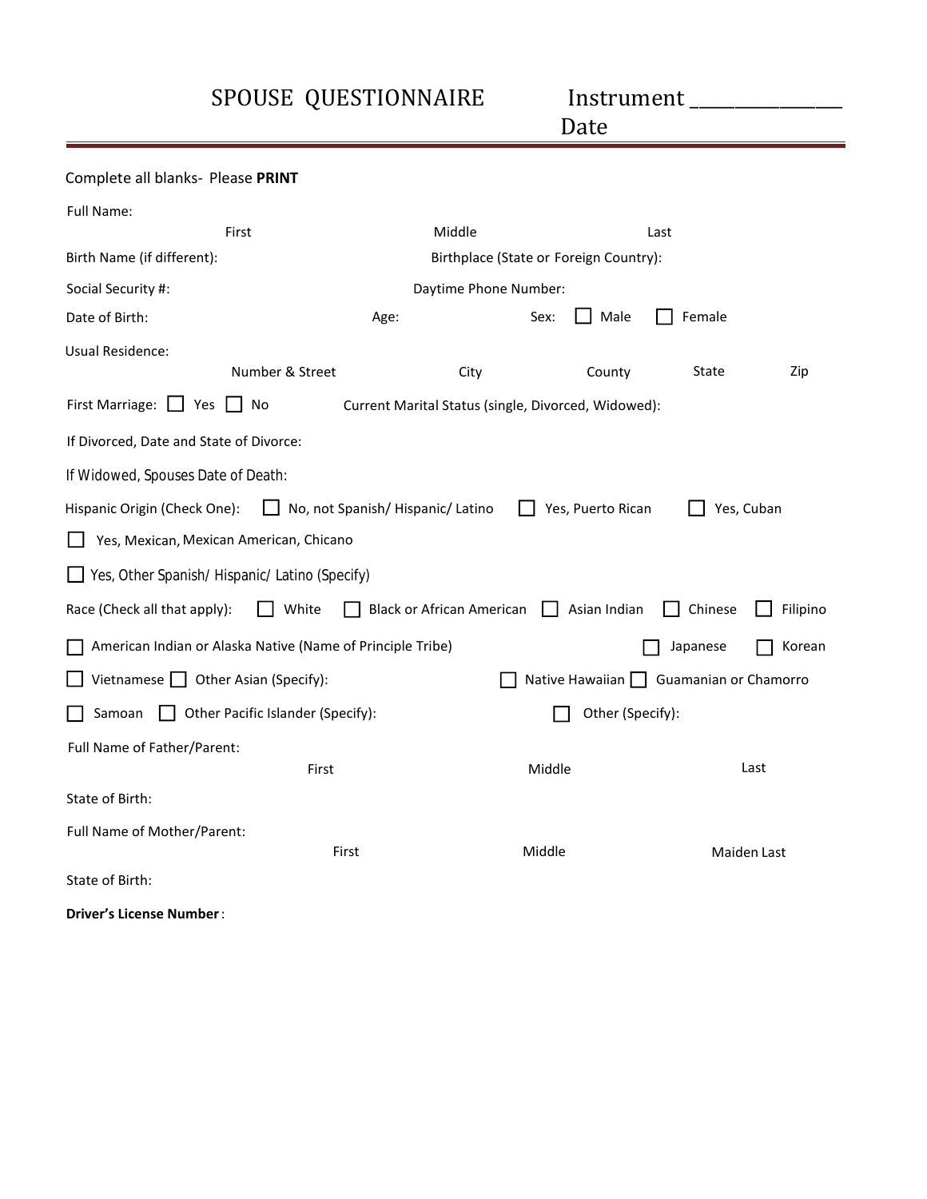# SPOUSE QUESTIONNAIRE

Instrument ______________

Date

Complete all blanks- Please **PRINT**

Full Name:

First Middle Last

Birth Name (if different): Birthplace (State or Foreign Country):

Social Security #: Daytime Phone Number:

Date of Birth: Age: Sex: ☐ Male ☐ Female

Usual Residence:

Number & Street City County State Zip

First Marriage: ☐ Yes ☐ No Current Marital Status (single, Divorced, Widowed):

If Divorced, Date and State of Divorce:

If Widowed, Spouses Date of Death:

Hispanic Origin (Check One): ☐ No, not Spanish/ Hispanic/ Latino ☐ Yes, Puerto Rican ☐ Yes, Cuban

☐ Yes, Mexican, Mexican American, Chicano

☐ Yes, Other Spanish/ Hispanic/ Latino (Specify)

Race (Check all that apply): ☐ White ☐ Black or African American ☐ Asian Indian ☐ Chinese ☐ Filipino

☐ American Indian or Alaska Native (Name of Principle Tribe) ☐ Japanese ☐ Korean

☐ Vietnamese ☐ Other Asian (Specify): ☐ Native Hawaiian ☐ Guamanian or Chamorro

☐ Samoan ☐ Other Pacific Islander (Specify): ☐ Other (Specify):

Full Name of Father/Parent:

First Middle Last

State of Birth:

Full Name of Mother/Parent:

First Middle Maiden Last

State of Birth:

**Driver's License Number**: